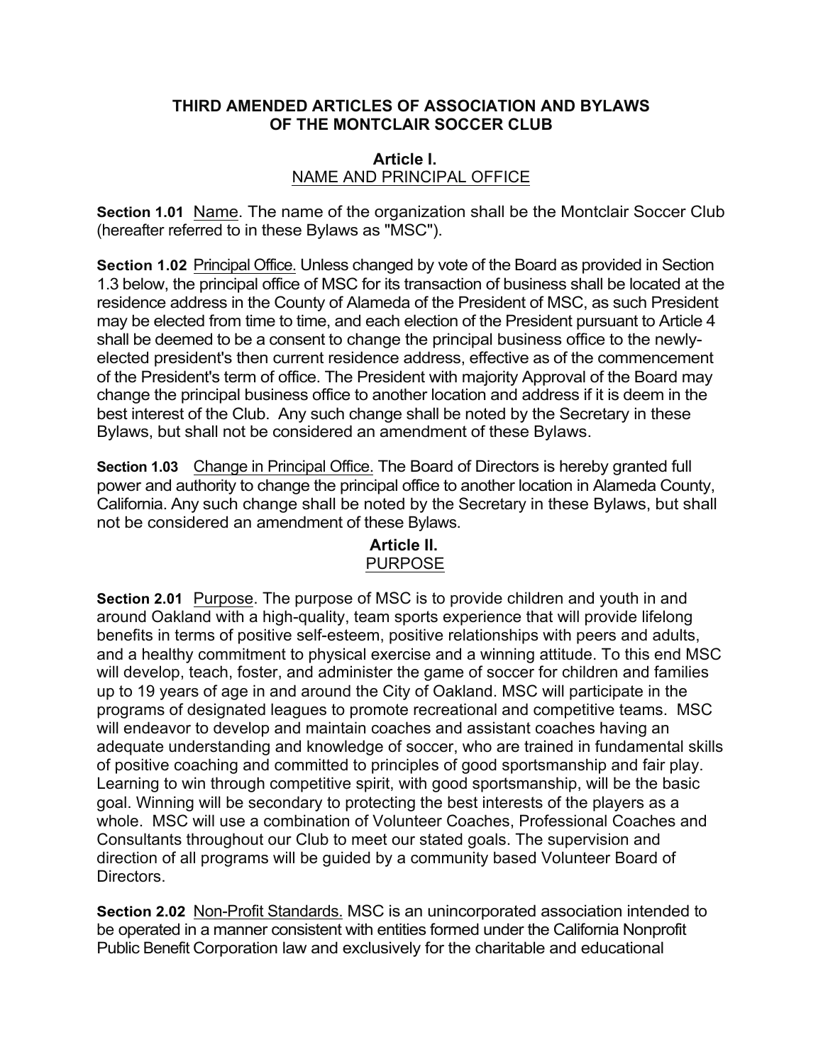# THIRD AMENDED ARTICLES OF ASSOCIATION AND BYLAWS OF THE MONTCLAIR SOCCER CLUB

## Article I.
## NAME AND PRINCIPAL OFFICE

**Section 1.01** Name. The name of the organization shall be the Montclair Soccer Club (hereafter referred to in these Bylaws as "MSC").

**Section 1.02** Principal Office. Unless changed by vote of the Board as provided in Section 1.3 below, the principal office of MSC for its transaction of business shall be located at the residence address in the County of Alameda of the President of MSC, as such President may be elected from time to time, and each election of the President pursuant to Article 4 shall be deemed to be a consent to change the principal business office to the newly-elected president's then current residence address, effective as of the commencement of the President's term of office. The President with majority Approval of the Board may change the principal business office to another location and address if it is deem in the best interest of the Club. Any such change shall be noted by the Secretary in these Bylaws, but shall not be considered an amendment of these Bylaws.

**Section 1.03** Change in Principal Office. The Board of Directors is hereby granted full power and authority to change the principal office to another location in Alameda County, California. Any such change shall be noted by the Secretary in these Bylaws, but shall not be considered an amendment of these Bylaws.

## Article II.
## PURPOSE

**Section 2.01** Purpose. The purpose of MSC is to provide children and youth in and around Oakland with a high-quality, team sports experience that will provide lifelong benefits in terms of positive self-esteem, positive relationships with peers and adults, and a healthy commitment to physical exercise and a winning attitude. To this end MSC will develop, teach, foster, and administer the game of soccer for children and families up to 19 years of age in and around the City of Oakland. MSC will participate in the programs of designated leagues to promote recreational and competitive teams. MSC will endeavor to develop and maintain coaches and assistant coaches having an adequate understanding and knowledge of soccer, who are trained in fundamental skills of positive coaching and committed to principles of good sportsmanship and fair play. Learning to win through competitive spirit, with good sportsmanship, will be the basic goal. Winning will be secondary to protecting the best interests of the players as a whole. MSC will use a combination of Volunteer Coaches, Professional Coaches and Consultants throughout our Club to meet our stated goals. The supervision and direction of all programs will be guided by a community based Volunteer Board of Directors.

**Section 2.02** Non-Profit Standards. MSC is an unincorporated association intended to be operated in a manner consistent with entities formed under the California Nonprofit Public Benefit Corporation law and exclusively for the charitable and educational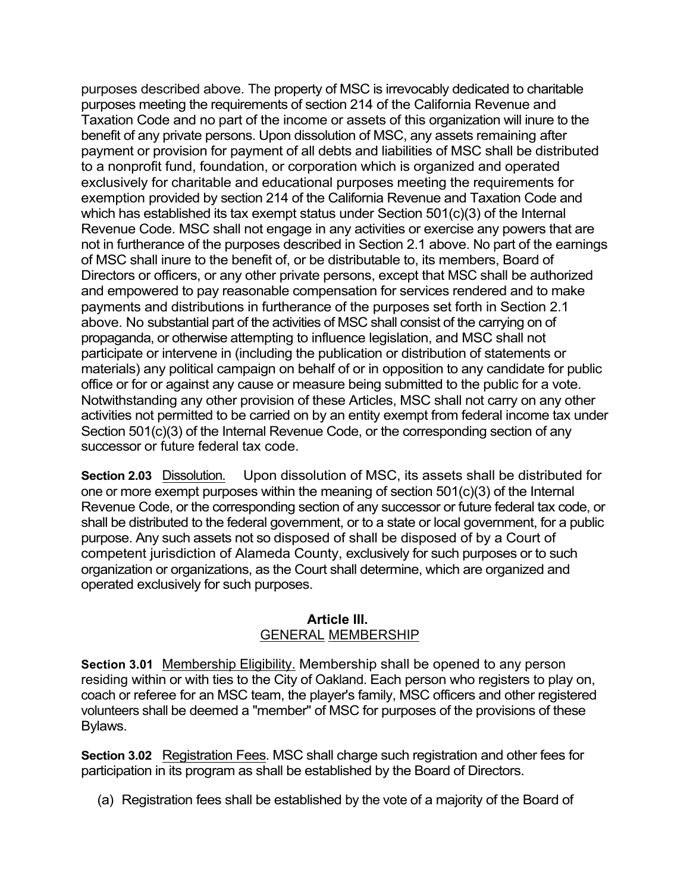purposes described above. The property of MSC is irrevocably dedicated to charitable purposes meeting the requirements of section 214 of the California Revenue and Taxation Code and no part of the income or assets of this organization will inure to the benefit of any private persons. Upon dissolution of MSC, any assets remaining after payment or provision for payment of all debts and liabilities of MSC shall be distributed to a nonprofit fund, foundation, or corporation which is organized and operated exclusively for charitable and educational purposes meeting the requirements for exemption provided by section 214 of the California Revenue and Taxation Code and which has established its tax exempt status under Section 501(c)(3) of the Internal Revenue Code. MSC shall not engage in any activities or exercise any powers that are not in furtherance of the purposes described in Section 2.1 above. No part of the earnings of MSC shall inure to the benefit of, or be distributable to, its members, Board of Directors or officers, or any other private persons, except that MSC shall be authorized and empowered to pay reasonable compensation for services rendered and to make payments and distributions in furtherance of the purposes set forth in Section 2.1 above. No substantial part of the activities of MSC shall consist of the carrying on of propaganda, or otherwise attempting to influence legislation, and MSC shall not participate or intervene in (including the publication or distribution of statements or materials) any political campaign on behalf of or in opposition to any candidate for public office or for or against any cause or measure being submitted to the public for a vote. Notwithstanding any other provision of these Articles, MSC shall not carry on any other activities not permitted to be carried on by an entity exempt from federal income tax under Section 501(c)(3) of the Internal Revenue Code, or the corresponding section of any successor or future federal tax code.

**Section 2.03** Dissolution. Upon dissolution of MSC, its assets shall be distributed for one or more exempt purposes within the meaning of section 501(c)(3) of the Internal Revenue Code, or the corresponding section of any successor or future federal tax code, or shall be distributed to the federal government, or to a state or local government, for a public purpose. Any such assets not so disposed of shall be disposed of by a Court of competent jurisdiction of Alameda County, exclusively for such purposes or to such organization or organizations, as the Court shall determine, which are organized and operated exclusively for such purposes.

## Article III.
## GENERAL MEMBERSHIP

**Section 3.01** Membership Eligibility. Membership shall be opened to any person residing within or with ties to the City of Oakland. Each person who registers to play on, coach or referee for an MSC team, the player's family, MSC officers and other registered volunteers shall be deemed a "member" of MSC for purposes of the provisions of these Bylaws.

**Section 3.02** Registration Fees. MSC shall charge such registration and other fees for participation in its program as shall be established by the Board of Directors.

(a) Registration fees shall be established by the vote of a majority of the Board of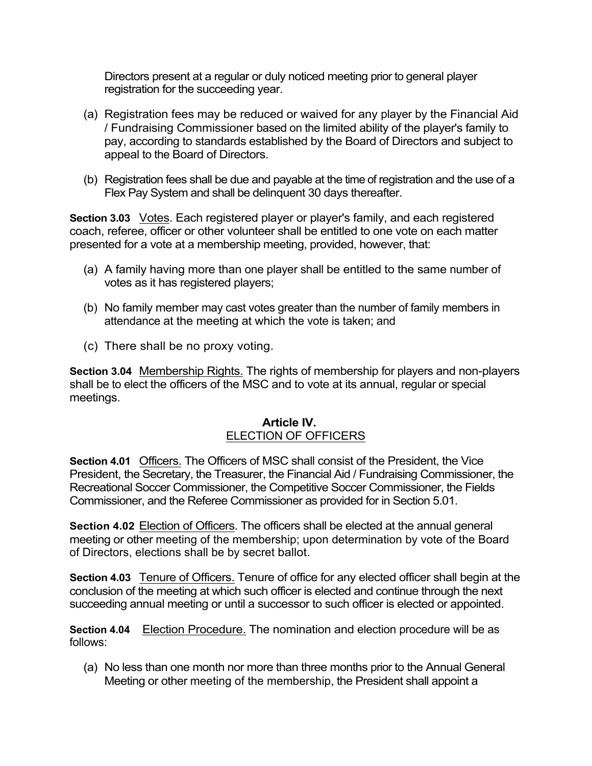Directors present at a regular or duly noticed meeting prior to general player registration for the succeeding year.

(a) Registration fees may be reduced or waived for any player by the Financial Aid / Fundraising Commissioner based on the limited ability of the player's family to pay, according to standards established by the Board of Directors and subject to appeal to the Board of Directors.

(b) Registration fees shall be due and payable at the time of registration and the use of a Flex Pay System and shall be delinquent 30 days thereafter.

**Section 3.03** Votes. Each registered player or player's family, and each registered coach, referee, officer or other volunteer shall be entitled to one vote on each matter presented for a vote at a membership meeting, provided, however, that:

(a) A family having more than one player shall be entitled to the same number of votes as it has registered players;

(b) No family member may cast votes greater than the number of family members in attendance at the meeting at which the vote is taken; and

(c) There shall be no proxy voting.

**Section 3.04** Membership Rights. The rights of membership for players and non-players shall be to elect the officers of the MSC and to vote at its annual, regular or special meetings.

## Article IV.
## ELECTION OF OFFICERS

**Section 4.01** Officers. The Officers of MSC shall consist of the President, the Vice President, the Secretary, the Treasurer, the Financial Aid / Fundraising Commissioner, the Recreational Soccer Commissioner, the Competitive Soccer Commissioner, the Fields Commissioner, and the Referee Commissioner as provided for in Section 5.01.

**Section 4.02** Election of Officers. The officers shall be elected at the annual general meeting or other meeting of the membership; upon determination by vote of the Board of Directors, elections shall be by secret ballot.

**Section 4.03** Tenure of Officers. Tenure of office for any elected officer shall begin at the conclusion of the meeting at which such officer is elected and continue through the next succeeding annual meeting or until a successor to such officer is elected or appointed.

**Section 4.04** Election Procedure. The nomination and election procedure will be as follows:

(a) No less than one month nor more than three months prior to the Annual General Meeting or other meeting of the membership, the President shall appoint a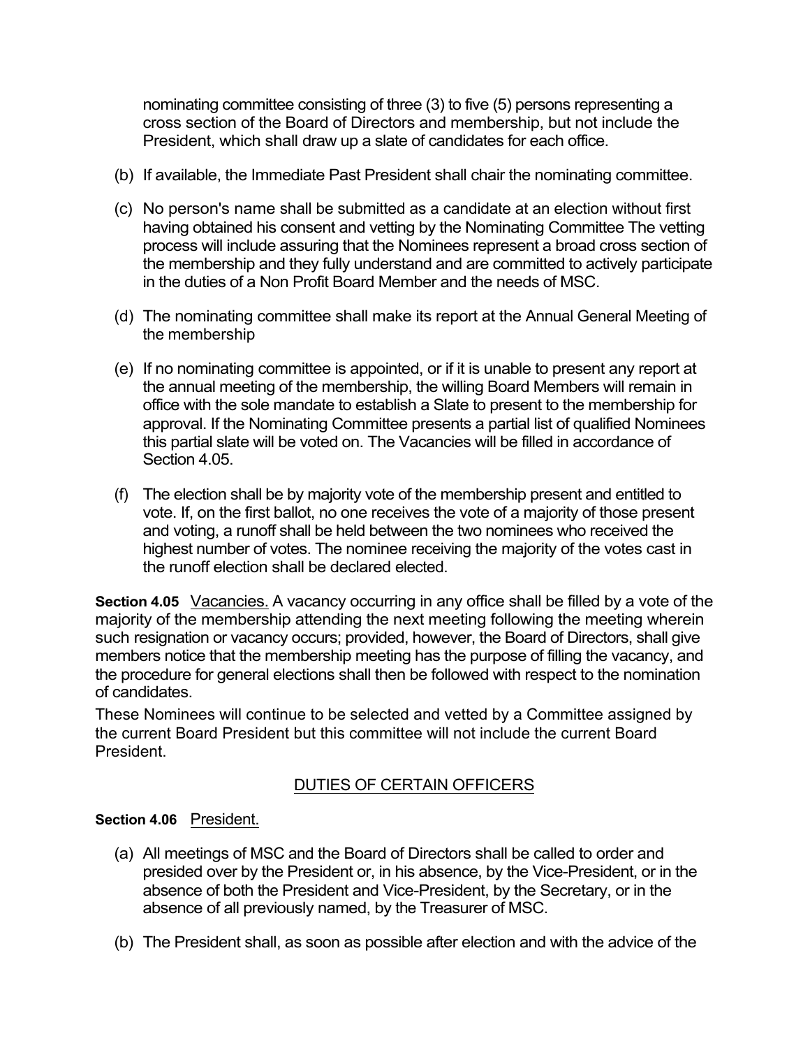nominating committee consisting of three (3) to five (5) persons representing a cross section of the Board of Directors and membership, but not include the President, which shall draw up a slate of candidates for each office.

(b) If available, the Immediate Past President shall chair the nominating committee.

(c) No person's name shall be submitted as a candidate at an election without first having obtained his consent and vetting by the Nominating Committee The vetting process will include assuring that the Nominees represent a broad cross section of the membership and they fully understand and are committed to actively participate in the duties of a Non Profit Board Member and the needs of MSC.

(d) The nominating committee shall make its report at the Annual General Meeting of the membership

(e) If no nominating committee is appointed, or if it is unable to present any report at the annual meeting of the membership, the willing Board Members will remain in office with the sole mandate to establish a Slate to present to the membership for approval. If the Nominating Committee presents a partial list of qualified Nominees this partial slate will be voted on. The Vacancies will be filled in accordance of Section 4.05.

(f) The election shall be by majority vote of the membership present and entitled to vote. If, on the first ballot, no one receives the vote of a majority of those present and voting, a runoff shall be held between the two nominees who received the highest number of votes. The nominee receiving the majority of the votes cast in the runoff election shall be declared elected.

**Section 4.05** Vacancies. A vacancy occurring in any office shall be filled by a vote of the majority of the membership attending the next meeting following the meeting wherein such resignation or vacancy occurs; provided, however, the Board of Directors, shall give members notice that the membership meeting has the purpose of filling the vacancy, and the procedure for general elections shall then be followed with respect to the nomination of candidates.

These Nominees will continue to be selected and vetted by a Committee assigned by the current Board President but this committee will not include the current Board President.

## DUTIES OF CERTAIN OFFICERS

**Section 4.06** President.

(a) All meetings of MSC and the Board of Directors shall be called to order and presided over by the President or, in his absence, by the Vice-President, or in the absence of both the President and Vice-President, by the Secretary, or in the absence of all previously named, by the Treasurer of MSC.

(b) The President shall, as soon as possible after election and with the advice of the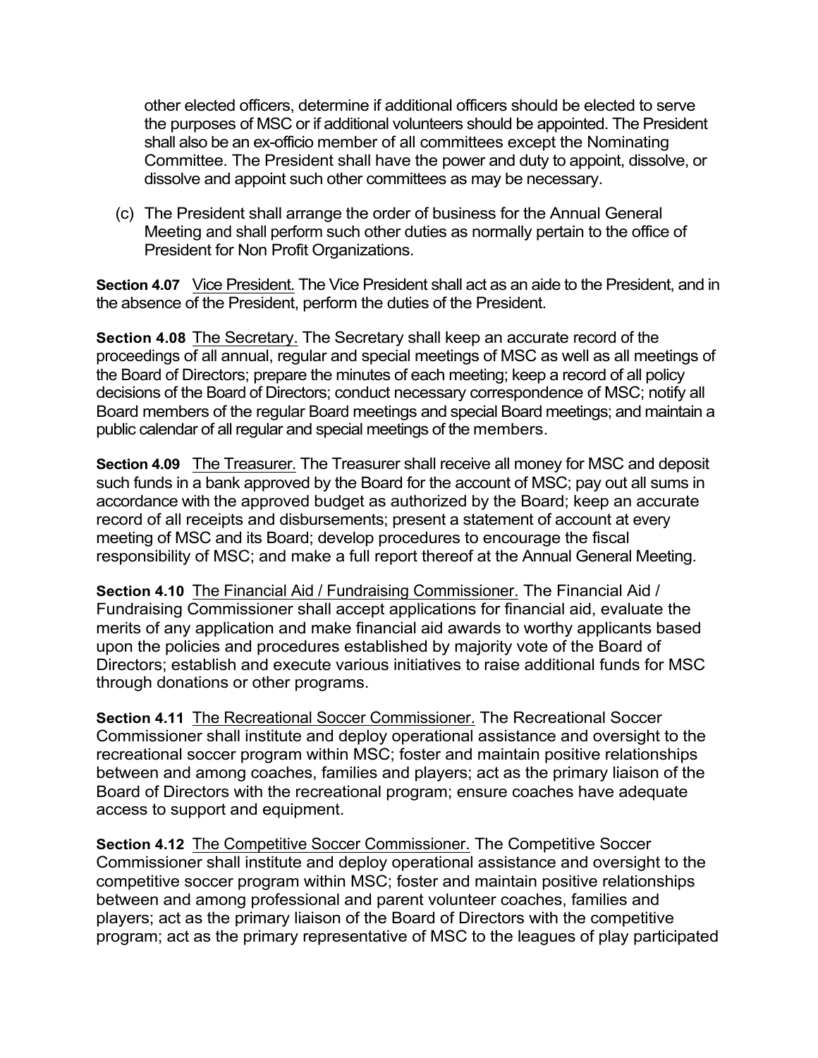other elected officers, determine if additional officers should be elected to serve the purposes of MSC or if additional volunteers should be appointed. The President shall also be an ex-officio member of all committees except the Nominating Committee. The President shall have the power and duty to appoint, dissolve, or dissolve and appoint such other committees as may be necessary.

(c) The President shall arrange the order of business for the Annual General Meeting and shall perform such other duties as normally pertain to the office of President for Non Profit Organizations.

**Section 4.07** Vice President. The Vice President shall act as an aide to the President, and in the absence of the President, perform the duties of the President.

**Section 4.08** The Secretary. The Secretary shall keep an accurate record of the proceedings of all annual, regular and special meetings of MSC as well as all meetings of the Board of Directors; prepare the minutes of each meeting; keep a record of all policy decisions of the Board of Directors; conduct necessary correspondence of MSC; notify all Board members of the regular Board meetings and special Board meetings; and maintain a public calendar of all regular and special meetings of the members.

**Section 4.09** The Treasurer. The Treasurer shall receive all money for MSC and deposit such funds in a bank approved by the Board for the account of MSC; pay out all sums in accordance with the approved budget as authorized by the Board; keep an accurate record of all receipts and disbursements; present a statement of account at every meeting of MSC and its Board; develop procedures to encourage the fiscal responsibility of MSC; and make a full report thereof at the Annual General Meeting.

**Section 4.10** The Financial Aid / Fundraising Commissioner. The Financial Aid / Fundraising Commissioner shall accept applications for financial aid, evaluate the merits of any application and make financial aid awards to worthy applicants based upon the policies and procedures established by majority vote of the Board of Directors; establish and execute various initiatives to raise additional funds for MSC through donations or other programs.

**Section 4.11** The Recreational Soccer Commissioner. The Recreational Soccer Commissioner shall institute and deploy operational assistance and oversight to the recreational soccer program within MSC; foster and maintain positive relationships between and among coaches, families and players; act as the primary liaison of the Board of Directors with the recreational program; ensure coaches have adequate access to support and equipment.

**Section 4.12** The Competitive Soccer Commissioner. The Competitive Soccer Commissioner shall institute and deploy operational assistance and oversight to the competitive soccer program within MSC; foster and maintain positive relationships between and among professional and parent volunteer coaches, families and players; act as the primary liaison of the Board of Directors with the competitive program; act as the primary representative of MSC to the leagues of play participated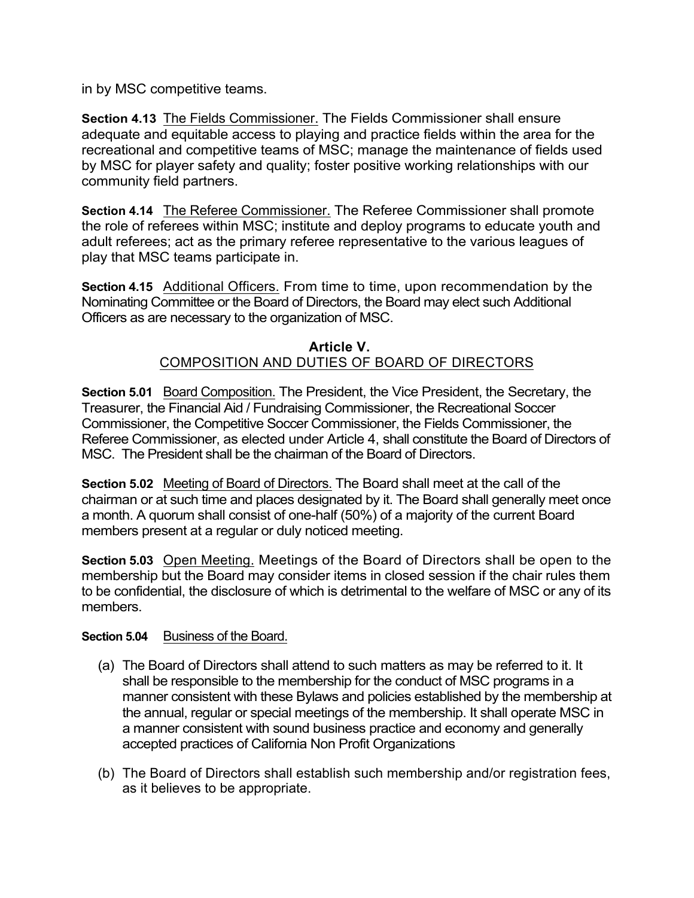in by MSC competitive teams.

**Section 4.13** The Fields Commissioner. The Fields Commissioner shall ensure adequate and equitable access to playing and practice fields within the area for the recreational and competitive teams of MSC; manage the maintenance of fields used by MSC for player safety and quality; foster positive working relationships with our community field partners.

**Section 4.14** The Referee Commissioner. The Referee Commissioner shall promote the role of referees within MSC; institute and deploy programs to educate youth and adult referees; act as the primary referee representative to the various leagues of play that MSC teams participate in.

**Section 4.15** Additional Officers. From time to time, upon recommendation by the Nominating Committee or the Board of Directors, the Board may elect such Additional Officers as are necessary to the organization of MSC.

## Article V.
## COMPOSITION AND DUTIES OF BOARD OF DIRECTORS

**Section 5.01** Board Composition. The President, the Vice President, the Secretary, the Treasurer, the Financial Aid / Fundraising Commissioner, the Recreational Soccer Commissioner, the Competitive Soccer Commissioner, the Fields Commissioner, the Referee Commissioner, as elected under Article 4, shall constitute the Board of Directors of MSC. The President shall be the chairman of the Board of Directors.

**Section 5.02** Meeting of Board of Directors. The Board shall meet at the call of the chairman or at such time and places designated by it. The Board shall generally meet once a month. A quorum shall consist of one-half (50%) of a majority of the current Board members present at a regular or duly noticed meeting.

**Section 5.03** Open Meeting. Meetings of the Board of Directors shall be open to the membership but the Board may consider items in closed session if the chair rules them to be confidential, the disclosure of which is detrimental to the welfare of MSC or any of its members.

**Section 5.04** Business of the Board.

(a) The Board of Directors shall attend to such matters as may be referred to it. It shall be responsible to the membership for the conduct of MSC programs in a manner consistent with these Bylaws and policies established by the membership at the annual, regular or special meetings of the membership. It shall operate MSC in a manner consistent with sound business practice and economy and generally accepted practices of California Non Profit Organizations

(b) The Board of Directors shall establish such membership and/or registration fees, as it believes to be appropriate.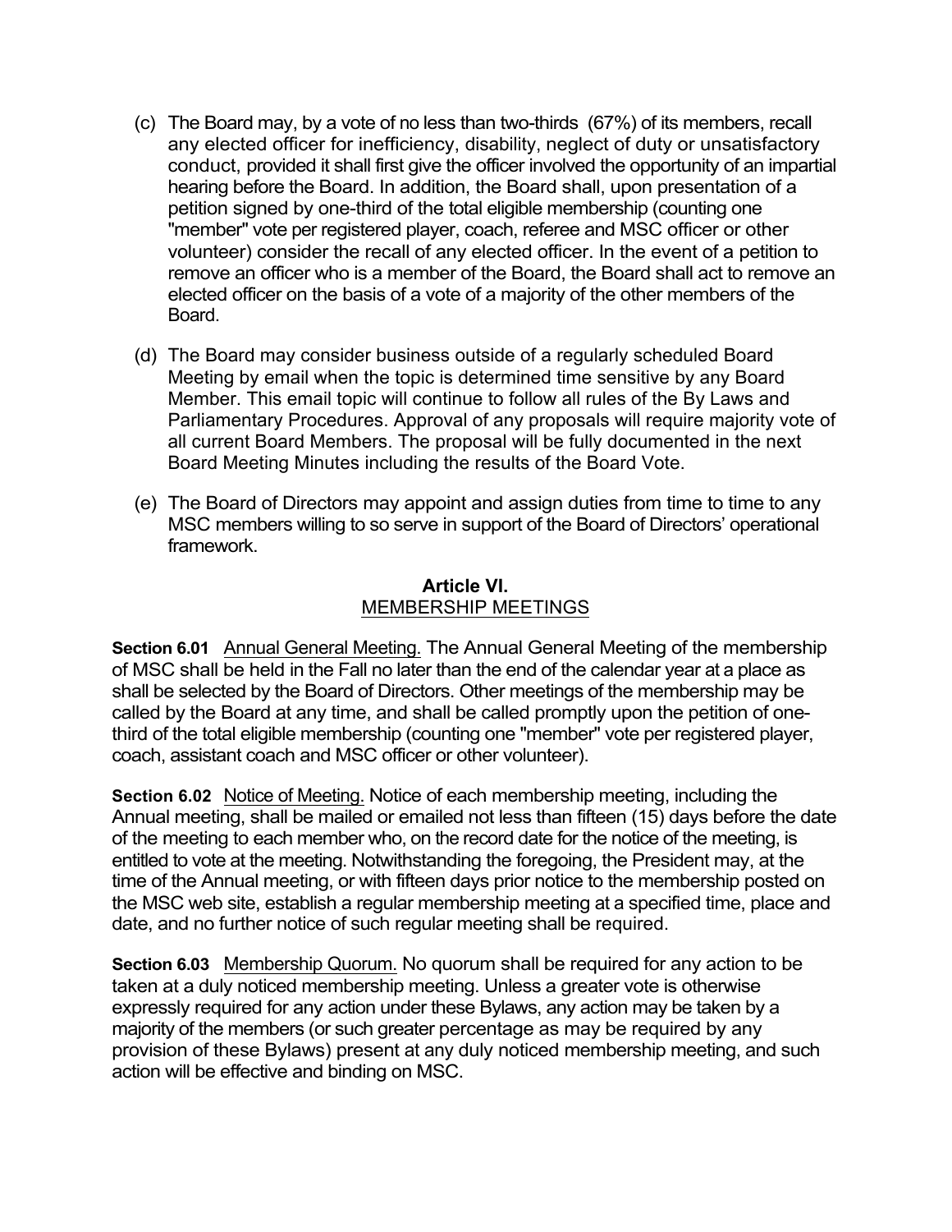(c) The Board may, by a vote of no less than two-thirds (67%) of its members, recall any elected officer for inefficiency, disability, neglect of duty or unsatisfactory conduct, provided it shall first give the officer involved the opportunity of an impartial hearing before the Board. In addition, the Board shall, upon presentation of a petition signed by one-third of the total eligible membership (counting one "member" vote per registered player, coach, referee and MSC officer or other volunteer) consider the recall of any elected officer. In the event of a petition to remove an officer who is a member of the Board, the Board shall act to remove an elected officer on the basis of a vote of a majority of the other members of the Board.

(d) The Board may consider business outside of a regularly scheduled Board Meeting by email when the topic is determined time sensitive by any Board Member. This email topic will continue to follow all rules of the By Laws and Parliamentary Procedures. Approval of any proposals will require majority vote of all current Board Members. The proposal will be fully documented in the next Board Meeting Minutes including the results of the Board Vote.

(e) The Board of Directors may appoint and assign duties from time to time to any MSC members willing to so serve in support of the Board of Directors' operational framework.

## Article VI.
## MEMBERSHIP MEETINGS

**Section 6.01** Annual General Meeting. The Annual General Meeting of the membership of MSC shall be held in the Fall no later than the end of the calendar year at a place as shall be selected by the Board of Directors. Other meetings of the membership may be called by the Board at any time, and shall be called promptly upon the petition of one-third of the total eligible membership (counting one "member" vote per registered player, coach, assistant coach and MSC officer or other volunteer).

**Section 6.02** Notice of Meeting. Notice of each membership meeting, including the Annual meeting, shall be mailed or emailed not less than fifteen (15) days before the date of the meeting to each member who, on the record date for the notice of the meeting, is entitled to vote at the meeting. Notwithstanding the foregoing, the President may, at the time of the Annual meeting, or with fifteen days prior notice to the membership posted on the MSC web site, establish a regular membership meeting at a specified time, place and date, and no further notice of such regular meeting shall be required.

**Section 6.03** Membership Quorum. No quorum shall be required for any action to be taken at a duly noticed membership meeting. Unless a greater vote is otherwise expressly required for any action under these Bylaws, any action may be taken by a majority of the members (or such greater percentage as may be required by any provision of these Bylaws) present at any duly noticed membership meeting, and such action will be effective and binding on MSC.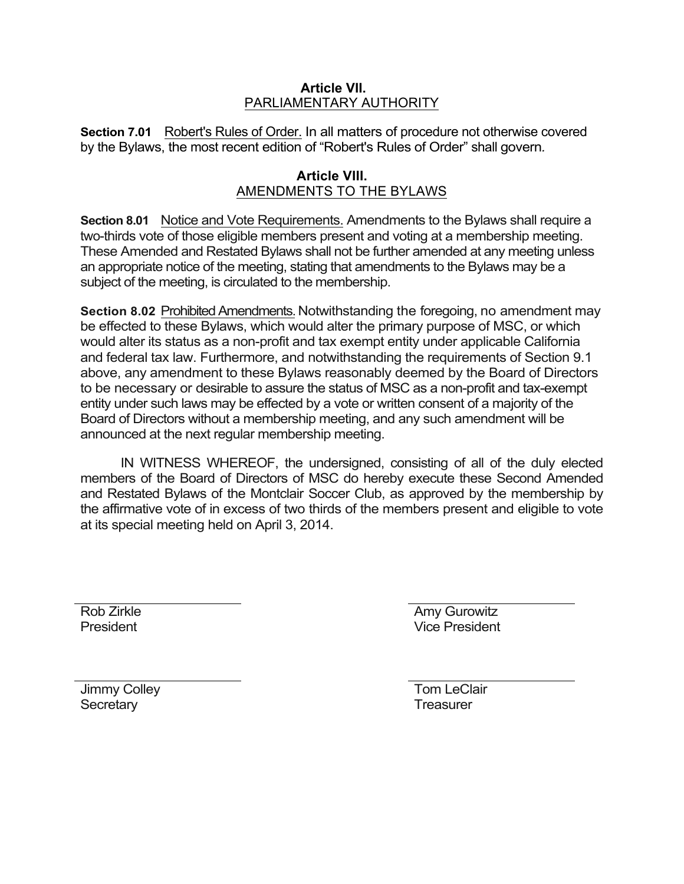## Article VII.
## PARLIAMENTARY AUTHORITY

**Section 7.01** Robert's Rules of Order. In all matters of procedure not otherwise covered by the Bylaws, the most recent edition of "Robert's Rules of Order" shall govern.

## Article VIII.
## AMENDMENTS TO THE BYLAWS

**Section 8.01** Notice and Vote Requirements. Amendments to the Bylaws shall require a two-thirds vote of those eligible members present and voting at a membership meeting. These Amended and Restated Bylaws shall not be further amended at any meeting unless an appropriate notice of the meeting, stating that amendments to the Bylaws may be a subject of the meeting, is circulated to the membership.

**Section 8.02** Prohibited Amendments. Notwithstanding the foregoing, no amendment may be effected to these Bylaws, which would alter the primary purpose of MSC, or which would alter its status as a non-profit and tax exempt entity under applicable California and federal tax law. Furthermore, and notwithstanding the requirements of Section 9.1 above, any amendment to these Bylaws reasonably deemed by the Board of Directors to be necessary or desirable to assure the status of MSC as a non-profit and tax-exempt entity under such laws may be effected by a vote or written consent of a majority of the Board of Directors without a membership meeting, and any such amendment will be announced at the next regular membership meeting.

IN WITNESS WHEREOF, the undersigned, consisting of all of the duly elected members of the Board of Directors of MSC do hereby execute these Second Amended and Restated Bylaws of the Montclair Soccer Club, as approved by the membership by the affirmative vote of in excess of two thirds of the members present and eligible to vote at its special meeting held on April 3, 2014.

Rob Zirkle
President

Amy Gurowitz
Vice President

Jimmy Colley
Secretary

Tom LeClair
Treasurer